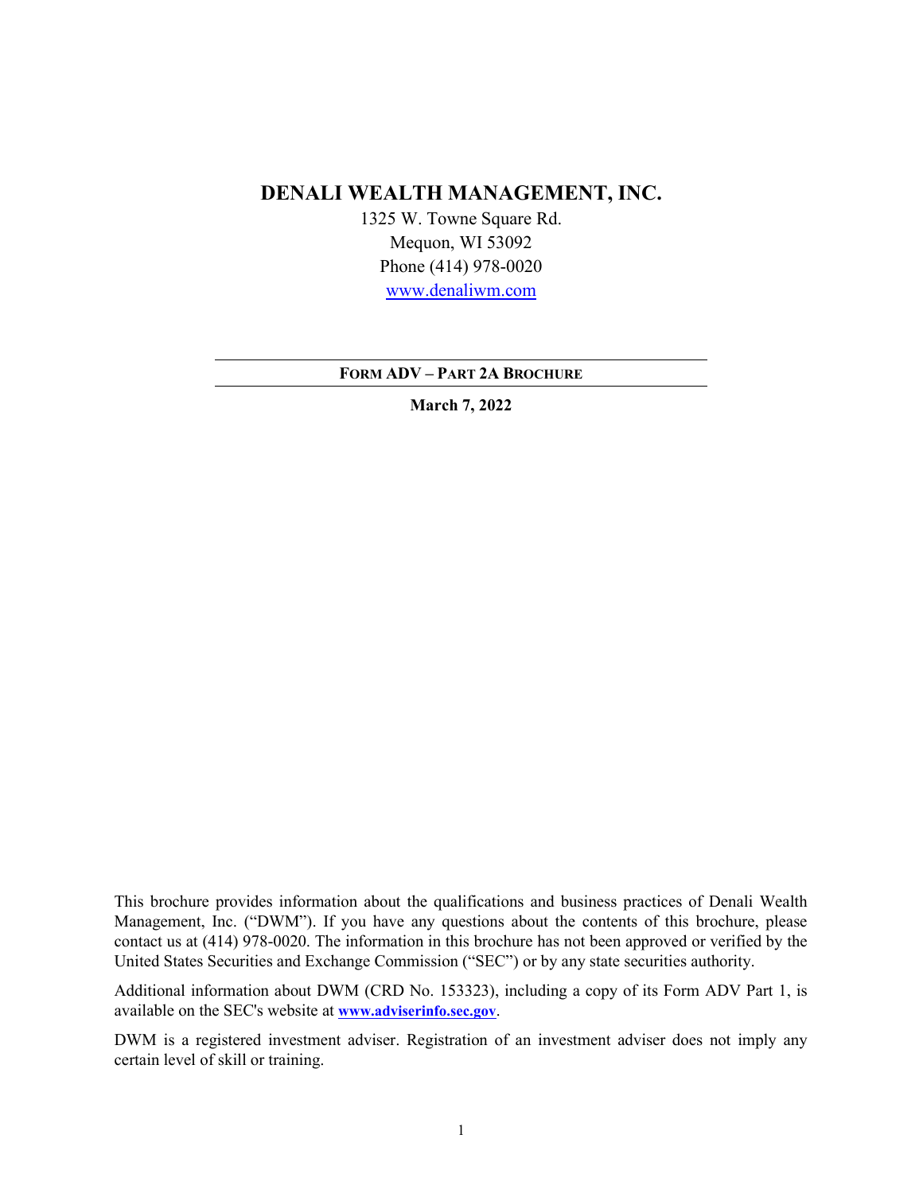# DENALI WEALTH MANAGEMENT, INC.

1325 W. Towne Square Rd.
Mequon, WI 53092
Phone (414) 978-0020
www.denaliwm.com

---

**FORM ADV – PART 2A BROCHURE**

---

**March 7, 2022**

This brochure provides information about the qualifications and business practices of Denali Wealth Management, Inc. ("DWM"). If you have any questions about the contents of this brochure, please contact us at (414) 978-0020. The information in this brochure has not been approved or verified by the United States Securities and Exchange Commission ("SEC") or by any state securities authority.

Additional information about DWM (CRD No. 153323), including a copy of its Form ADV Part 1, is available on the SEC's website at **www.adviserinfo.sec.gov**.

DWM is a registered investment adviser. Registration of an investment adviser does not imply any certain level of skill or training.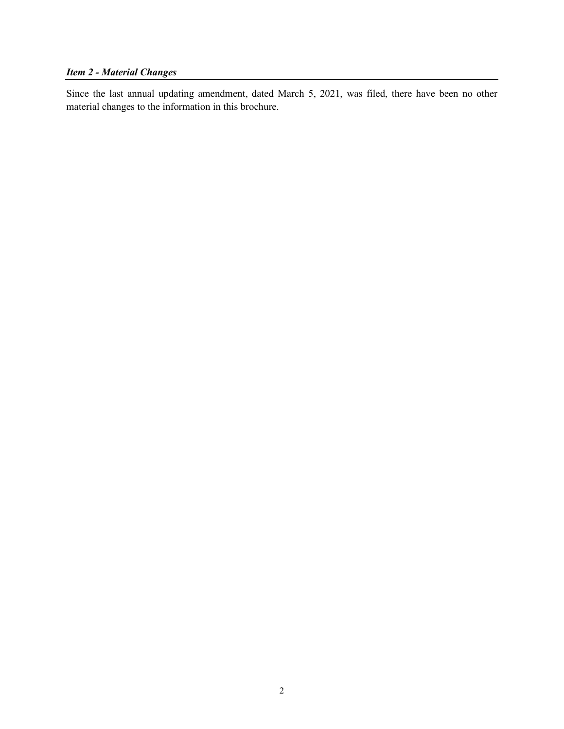## *Item 2 - Material Changes*

Since the last annual updating amendment, dated March 5, 2021, was filed, there have been no other material changes to the information in this brochure.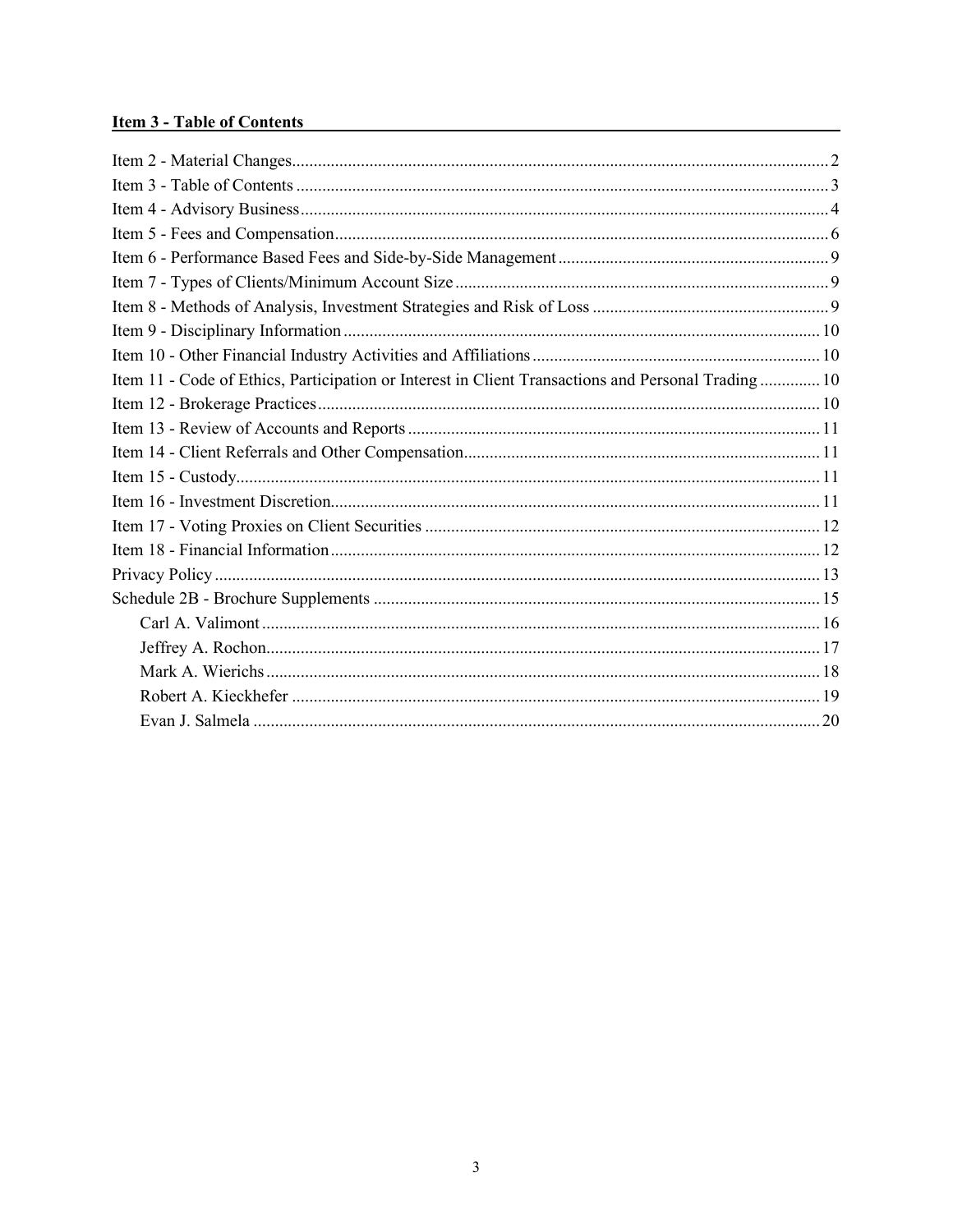## Item 3 - Table of Contents

Item 2 - Material Changes ... 2
Item 3 - Table of Contents ... 3
Item 4 - Advisory Business ... 4
Item 5 - Fees and Compensation ... 6
Item 6 - Performance Based Fees and Side-by-Side Management ... 9
Item 7 - Types of Clients/Minimum Account Size ... 9
Item 8 - Methods of Analysis, Investment Strategies and Risk of Loss ... 9
Item 9 - Disciplinary Information ... 10
Item 10 - Other Financial Industry Activities and Affiliations ... 10
Item 11 - Code of Ethics, Participation or Interest in Client Transactions and Personal Trading ... 10
Item 12 - Brokerage Practices ... 10
Item 13 - Review of Accounts and Reports ... 11
Item 14 - Client Referrals and Other Compensation ... 11
Item 15 - Custody ... 11
Item 16 - Investment Discretion ... 11
Item 17 - Voting Proxies on Client Securities ... 12
Item 18 - Financial Information ... 12
Privacy Policy ... 13
Schedule 2B - Brochure Supplements ... 15
- Carl A. Valimont ... 16
- Jeffrey A. Rochon ... 17
- Mark A. Wierichs ... 18
- Robert A. Kieckhefer ... 19
- Evan J. Salmela ... 20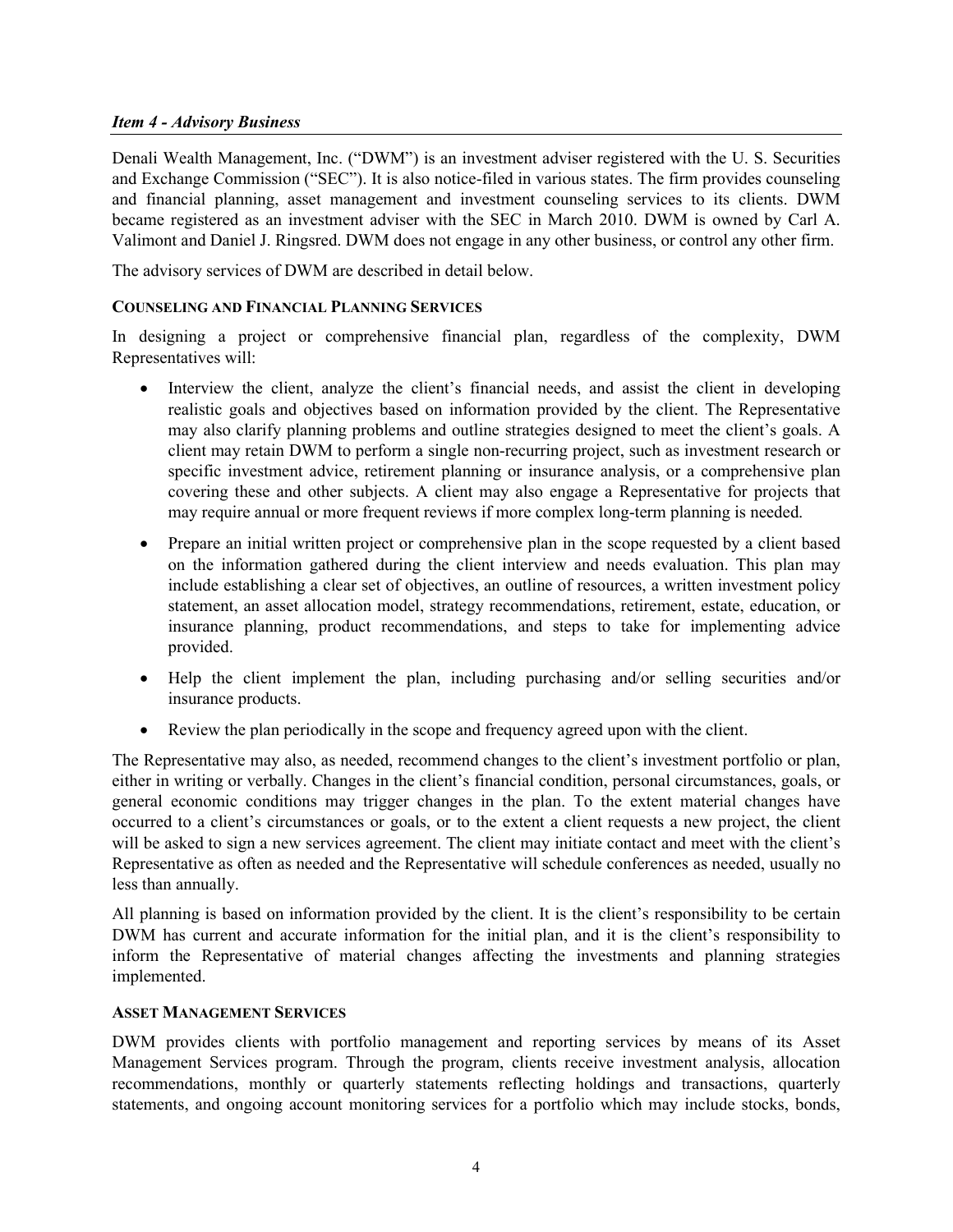### *Item 4 - Advisory Business*

Denali Wealth Management, Inc. ("DWM") is an investment adviser registered with the U. S. Securities and Exchange Commission ("SEC"). It is also notice-filed in various states. The firm provides counseling and financial planning, asset management and investment counseling services to its clients. DWM became registered as an investment adviser with the SEC in March 2010. DWM is owned by Carl A. Valimont and Daniel J. Ringsred. DWM does not engage in any other business, or control any other firm.

The advisory services of DWM are described in detail below.

**COUNSELING AND FINANCIAL PLANNING SERVICES**

In designing a project or comprehensive financial plan, regardless of the complexity, DWM Representatives will:

- Interview the client, analyze the client's financial needs, and assist the client in developing realistic goals and objectives based on information provided by the client. The Representative may also clarify planning problems and outline strategies designed to meet the client's goals. A client may retain DWM to perform a single non-recurring project, such as investment research or specific investment advice, retirement planning or insurance analysis, or a comprehensive plan covering these and other subjects. A client may also engage a Representative for projects that may require annual or more frequent reviews if more complex long-term planning is needed.
- Prepare an initial written project or comprehensive plan in the scope requested by a client based on the information gathered during the client interview and needs evaluation. This plan may include establishing a clear set of objectives, an outline of resources, a written investment policy statement, an asset allocation model, strategy recommendations, retirement, estate, education, or insurance planning, product recommendations, and steps to take for implementing advice provided.
- Help the client implement the plan, including purchasing and/or selling securities and/or insurance products.
- Review the plan periodically in the scope and frequency agreed upon with the client.

The Representative may also, as needed, recommend changes to the client's investment portfolio or plan, either in writing or verbally. Changes in the client's financial condition, personal circumstances, goals, or general economic conditions may trigger changes in the plan. To the extent material changes have occurred to a client's circumstances or goals, or to the extent a client requests a new project, the client will be asked to sign a new services agreement. The client may initiate contact and meet with the client's Representative as often as needed and the Representative will schedule conferences as needed, usually no less than annually.

All planning is based on information provided by the client. It is the client's responsibility to be certain DWM has current and accurate information for the initial plan, and it is the client's responsibility to inform the Representative of material changes affecting the investments and planning strategies implemented.

**ASSET MANAGEMENT SERVICES**

DWM provides clients with portfolio management and reporting services by means of its Asset Management Services program. Through the program, clients receive investment analysis, allocation recommendations, monthly or quarterly statements reflecting holdings and transactions, quarterly statements, and ongoing account monitoring services for a portfolio which may include stocks, bonds,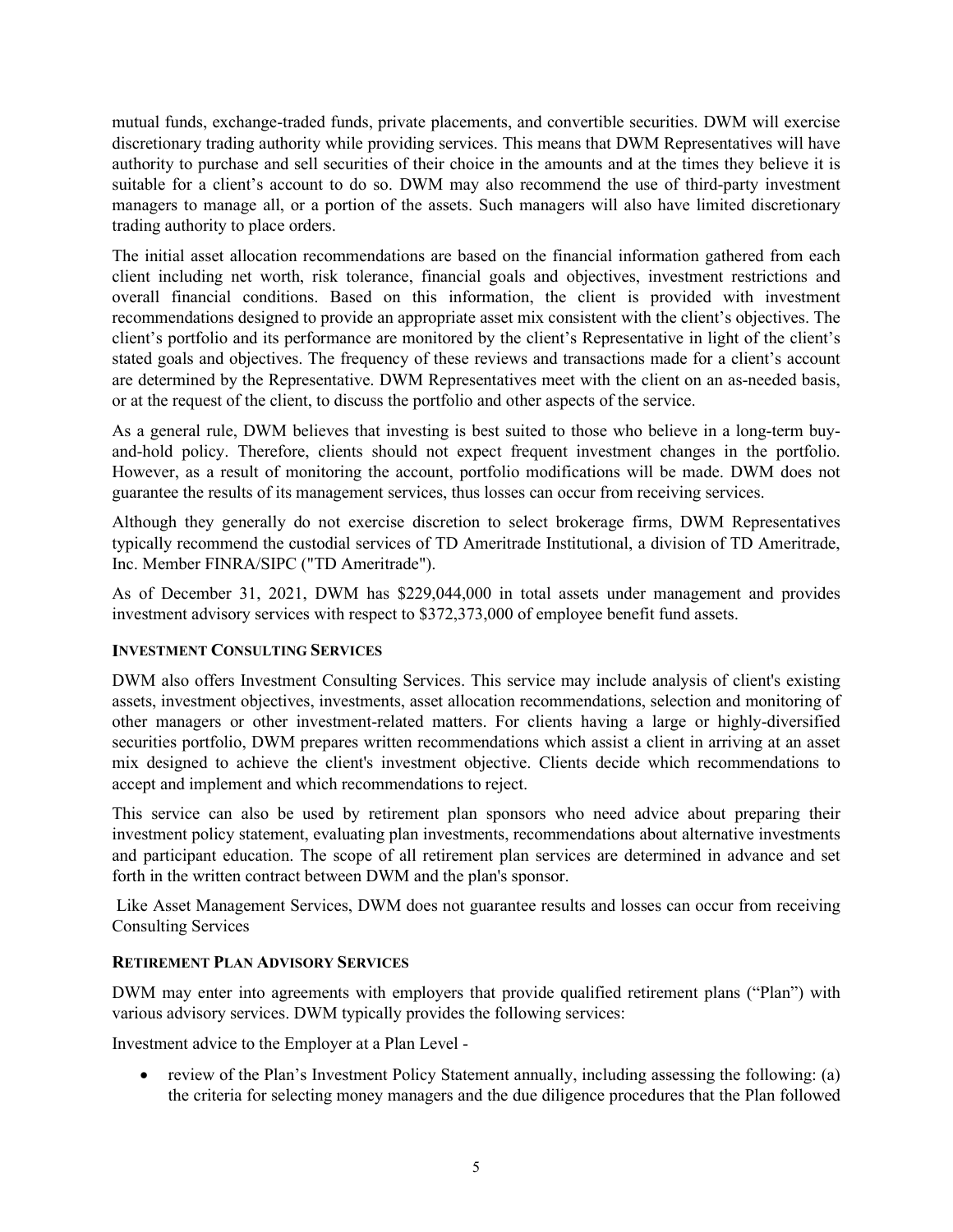mutual funds, exchange-traded funds, private placements, and convertible securities. DWM will exercise discretionary trading authority while providing services. This means that DWM Representatives will have authority to purchase and sell securities of their choice in the amounts and at the times they believe it is suitable for a client's account to do so. DWM may also recommend the use of third-party investment managers to manage all, or a portion of the assets. Such managers will also have limited discretionary trading authority to place orders.

The initial asset allocation recommendations are based on the financial information gathered from each client including net worth, risk tolerance, financial goals and objectives, investment restrictions and overall financial conditions. Based on this information, the client is provided with investment recommendations designed to provide an appropriate asset mix consistent with the client's objectives. The client's portfolio and its performance are monitored by the client's Representative in light of the client's stated goals and objectives. The frequency of these reviews and transactions made for a client's account are determined by the Representative. DWM Representatives meet with the client on an as-needed basis, or at the request of the client, to discuss the portfolio and other aspects of the service.

As a general rule, DWM believes that investing is best suited to those who believe in a long-term buy-and-hold policy. Therefore, clients should not expect frequent investment changes in the portfolio. However, as a result of monitoring the account, portfolio modifications will be made. DWM does not guarantee the results of its management services, thus losses can occur from receiving services.

Although they generally do not exercise discretion to select brokerage firms, DWM Representatives typically recommend the custodial services of TD Ameritrade Institutional, a division of TD Ameritrade, Inc. Member FINRA/SIPC ("TD Ameritrade").

As of December 31, 2021, DWM has $229,044,000 in total assets under management and provides investment advisory services with respect to $372,373,000 of employee benefit fund assets.

#### INVESTMENT CONSULTING SERVICES

DWM also offers Investment Consulting Services. This service may include analysis of client's existing assets, investment objectives, investments, asset allocation recommendations, selection and monitoring of other managers or other investment-related matters. For clients having a large or highly-diversified securities portfolio, DWM prepares written recommendations which assist a client in arriving at an asset mix designed to achieve the client's investment objective. Clients decide which recommendations to accept and implement and which recommendations to reject.

This service can also be used by retirement plan sponsors who need advice about preparing their investment policy statement, evaluating plan investments, recommendations about alternative investments and participant education. The scope of all retirement plan services are determined in advance and set forth in the written contract between DWM and the plan's sponsor.

Like Asset Management Services, DWM does not guarantee results and losses can occur from receiving Consulting Services

#### RETIREMENT PLAN ADVISORY SERVICES

DWM may enter into agreements with employers that provide qualified retirement plans ("Plan") with various advisory services. DWM typically provides the following services:

Investment advice to the Employer at a Plan Level -

- review of the Plan's Investment Policy Statement annually, including assessing the following: (a) the criteria for selecting money managers and the due diligence procedures that the Plan followed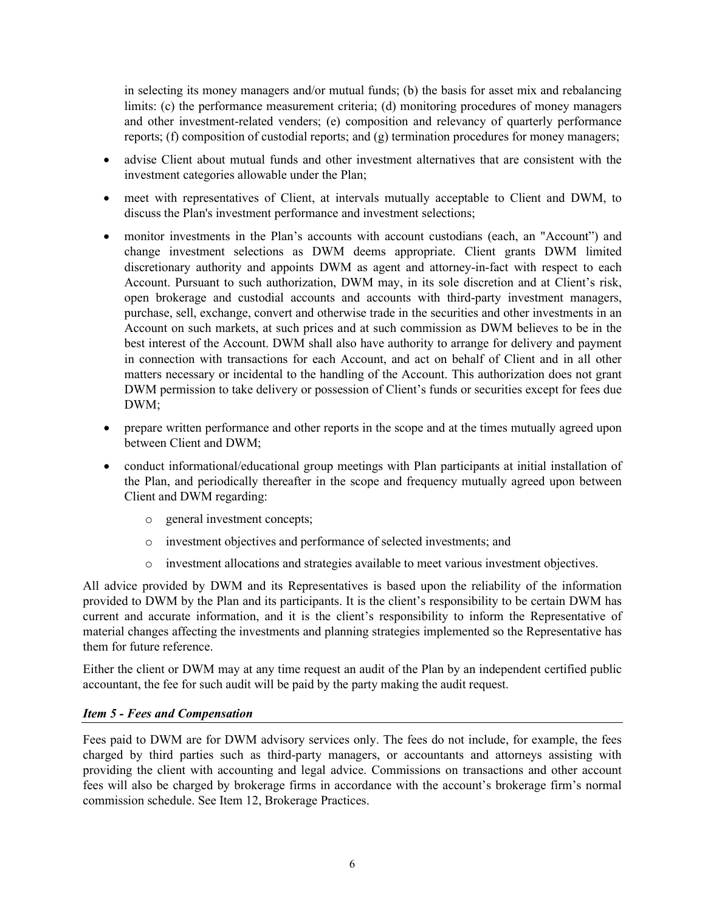in selecting its money managers and/or mutual funds; (b) the basis for asset mix and rebalancing limits: (c) the performance measurement criteria; (d) monitoring procedures of money managers and other investment-related venders; (e) composition and relevancy of quarterly performance reports; (f) composition of custodial reports; and (g) termination procedures for money managers;

- advise Client about mutual funds and other investment alternatives that are consistent with the investment categories allowable under the Plan;
- meet with representatives of Client, at intervals mutually acceptable to Client and DWM, to discuss the Plan's investment performance and investment selections;
- monitor investments in the Plan's accounts with account custodians (each, an "Account") and change investment selections as DWM deems appropriate. Client grants DWM limited discretionary authority and appoints DWM as agent and attorney-in-fact with respect to each Account. Pursuant to such authorization, DWM may, in its sole discretion and at Client's risk, open brokerage and custodial accounts and accounts with third-party investment managers, purchase, sell, exchange, convert and otherwise trade in the securities and other investments in an Account on such markets, at such prices and at such commission as DWM believes to be in the best interest of the Account. DWM shall also have authority to arrange for delivery and payment in connection with transactions for each Account, and act on behalf of Client and in all other matters necessary or incidental to the handling of the Account. This authorization does not grant DWM permission to take delivery or possession of Client's funds or securities except for fees due DWM;
- prepare written performance and other reports in the scope and at the times mutually agreed upon between Client and DWM;
- conduct informational/educational group meetings with Plan participants at initial installation of the Plan, and periodically thereafter in the scope and frequency mutually agreed upon between Client and DWM regarding:
  - general investment concepts;
  - investment objectives and performance of selected investments; and
  - investment allocations and strategies available to meet various investment objectives.

All advice provided by DWM and its Representatives is based upon the reliability of the information provided to DWM by the Plan and its participants. It is the client's responsibility to be certain DWM has current and accurate information, and it is the client's responsibility to inform the Representative of material changes affecting the investments and planning strategies implemented so the Representative has them for future reference.

Either the client or DWM may at any time request an audit of the Plan by an independent certified public accountant, the fee for such audit will be paid by the party making the audit request.

### *Item 5 - Fees and Compensation*

Fees paid to DWM are for DWM advisory services only. The fees do not include, for example, the fees charged by third parties such as third-party managers, or accountants and attorneys assisting with providing the client with accounting and legal advice. Commissions on transactions and other account fees will also be charged by brokerage firms in accordance with the account's brokerage firm's normal commission schedule. See Item 12, Brokerage Practices.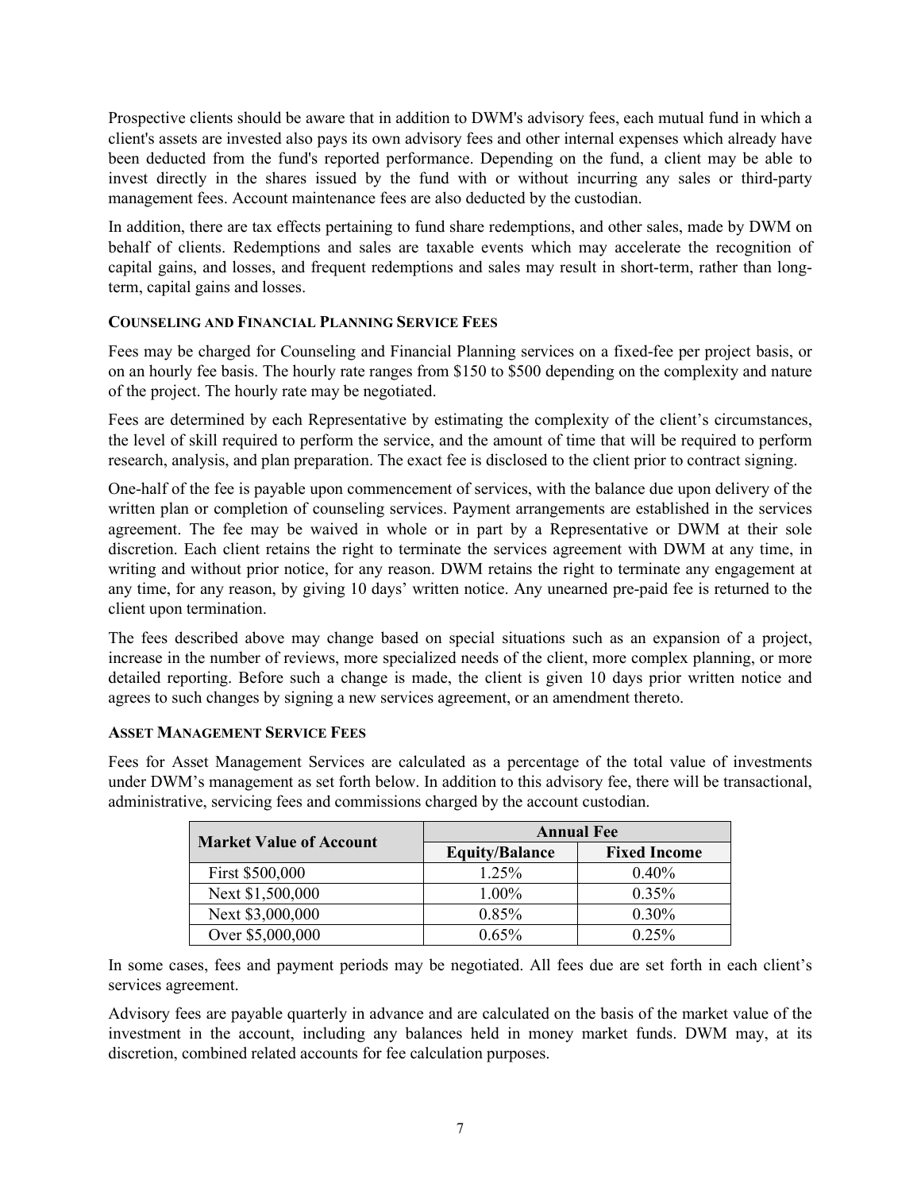Prospective clients should be aware that in addition to DWM's advisory fees, each mutual fund in which a client's assets are invested also pays its own advisory fees and other internal expenses which already have been deducted from the fund's reported performance. Depending on the fund, a client may be able to invest directly in the shares issued by the fund with or without incurring any sales or third-party management fees. Account maintenance fees are also deducted by the custodian.

In addition, there are tax effects pertaining to fund share redemptions, and other sales, made by DWM on behalf of clients. Redemptions and sales are taxable events which may accelerate the recognition of capital gains, and losses, and frequent redemptions and sales may result in short-term, rather than long-term, capital gains and losses.

### COUNSELING AND FINANCIAL PLANNING SERVICE FEES

Fees may be charged for Counseling and Financial Planning services on a fixed-fee per project basis, or on an hourly fee basis. The hourly rate ranges from $150 to $500 depending on the complexity and nature of the project. The hourly rate may be negotiated.

Fees are determined by each Representative by estimating the complexity of the client's circumstances, the level of skill required to perform the service, and the amount of time that will be required to perform research, analysis, and plan preparation. The exact fee is disclosed to the client prior to contract signing.

One-half of the fee is payable upon commencement of services, with the balance due upon delivery of the written plan or completion of counseling services. Payment arrangements are established in the services agreement. The fee may be waived in whole or in part by a Representative or DWM at their sole discretion. Each client retains the right to terminate the services agreement with DWM at any time, in writing and without prior notice, for any reason. DWM retains the right to terminate any engagement at any time, for any reason, by giving 10 days' written notice. Any unearned pre-paid fee is returned to the client upon termination.

The fees described above may change based on special situations such as an expansion of a project, increase in the number of reviews, more specialized needs of the client, more complex planning, or more detailed reporting. Before such a change is made, the client is given 10 days prior written notice and agrees to such changes by signing a new services agreement, or an amendment thereto.

### ASSET MANAGEMENT SERVICE FEES

Fees for Asset Management Services are calculated as a percentage of the total value of investments under DWM's management as set forth below. In addition to this advisory fee, there will be transactional, administrative, servicing fees and commissions charged by the account custodian.

| Market Value of Account | Annual Fee | |
|---|---|---|
| | Equity/Balance | Fixed Income |
| First $500,000 | 1.25% | 0.40% |
| Next $1,500,000 | 1.00% | 0.35% |
| Next $3,000,000 | 0.85% | 0.30% |
| Over $5,000,000 | 0.65% | 0.25% |

In some cases, fees and payment periods may be negotiated. All fees due are set forth in each client's services agreement.

Advisory fees are payable quarterly in advance and are calculated on the basis of the market value of the investment in the account, including any balances held in money market funds. DWM may, at its discretion, combined related accounts for fee calculation purposes.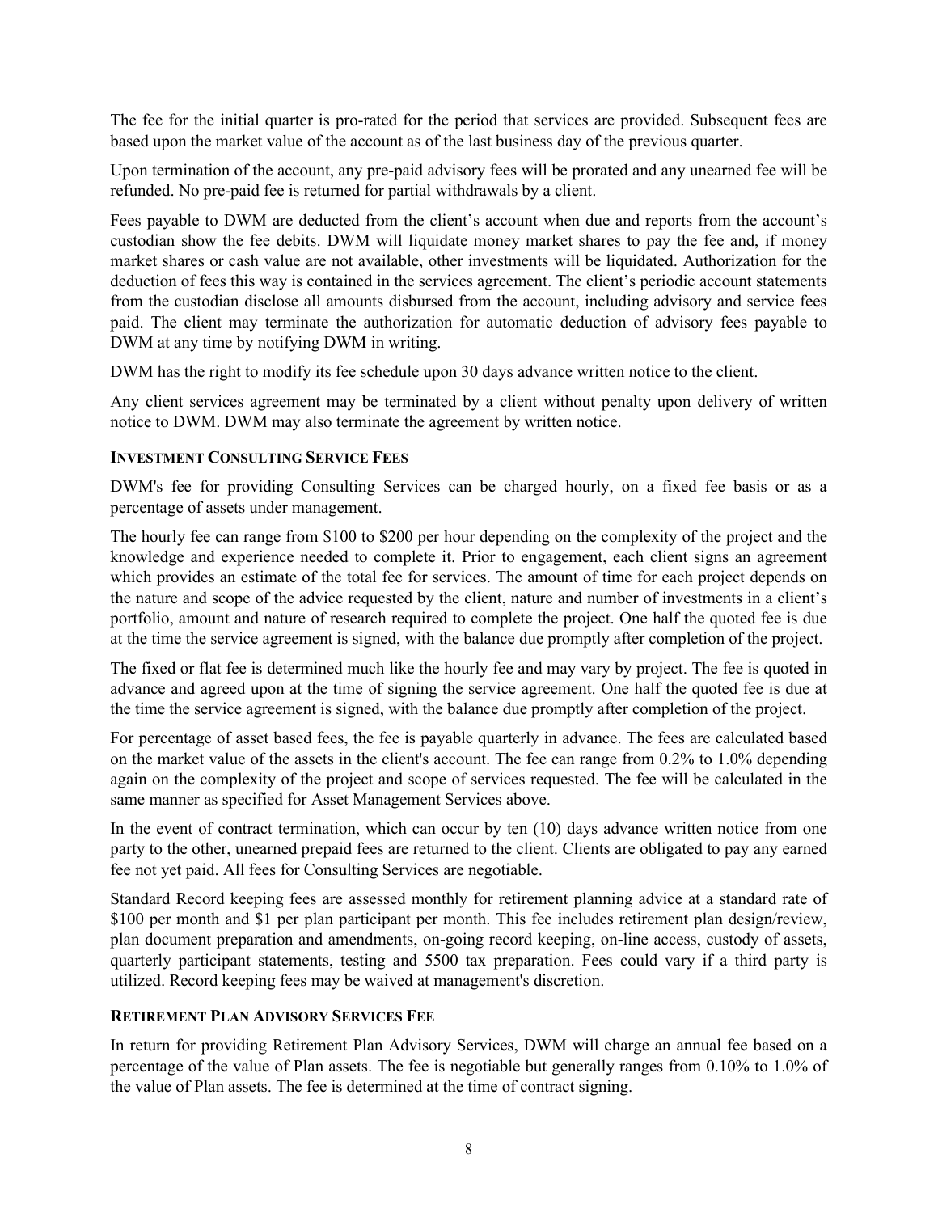The fee for the initial quarter is pro-rated for the period that services are provided. Subsequent fees are based upon the market value of the account as of the last business day of the previous quarter.

Upon termination of the account, any pre-paid advisory fees will be prorated and any unearned fee will be refunded. No pre-paid fee is returned for partial withdrawals by a client.

Fees payable to DWM are deducted from the client's account when due and reports from the account's custodian show the fee debits. DWM will liquidate money market shares to pay the fee and, if money market shares or cash value are not available, other investments will be liquidated. Authorization for the deduction of fees this way is contained in the services agreement. The client's periodic account statements from the custodian disclose all amounts disbursed from the account, including advisory and service fees paid. The client may terminate the authorization for automatic deduction of advisory fees payable to DWM at any time by notifying DWM in writing.

DWM has the right to modify its fee schedule upon 30 days advance written notice to the client.

Any client services agreement may be terminated by a client without penalty upon delivery of written notice to DWM. DWM may also terminate the agreement by written notice.

#### INVESTMENT CONSULTING SERVICE FEES

DWM's fee for providing Consulting Services can be charged hourly, on a fixed fee basis or as a percentage of assets under management.

The hourly fee can range from $100 to $200 per hour depending on the complexity of the project and the knowledge and experience needed to complete it. Prior to engagement, each client signs an agreement which provides an estimate of the total fee for services. The amount of time for each project depends on the nature and scope of the advice requested by the client, nature and number of investments in a client's portfolio, amount and nature of research required to complete the project. One half the quoted fee is due at the time the service agreement is signed, with the balance due promptly after completion of the project.

The fixed or flat fee is determined much like the hourly fee and may vary by project. The fee is quoted in advance and agreed upon at the time of signing the service agreement. One half the quoted fee is due at the time the service agreement is signed, with the balance due promptly after completion of the project.

For percentage of asset based fees, the fee is payable quarterly in advance. The fees are calculated based on the market value of the assets in the client's account. The fee can range from 0.2% to 1.0% depending again on the complexity of the project and scope of services requested. The fee will be calculated in the same manner as specified for Asset Management Services above.

In the event of contract termination, which can occur by ten (10) days advance written notice from one party to the other, unearned prepaid fees are returned to the client. Clients are obligated to pay any earned fee not yet paid. All fees for Consulting Services are negotiable.

Standard Record keeping fees are assessed monthly for retirement planning advice at a standard rate of $100 per month and $1 per plan participant per month. This fee includes retirement plan design/review, plan document preparation and amendments, on-going record keeping, on-line access, custody of assets, quarterly participant statements, testing and 5500 tax preparation. Fees could vary if a third party is utilized. Record keeping fees may be waived at management's discretion.

#### RETIREMENT PLAN ADVISORY SERVICES FEE

In return for providing Retirement Plan Advisory Services, DWM will charge an annual fee based on a percentage of the value of Plan assets. The fee is negotiable but generally ranges from 0.10% to 1.0% of the value of Plan assets. The fee is determined at the time of contract signing.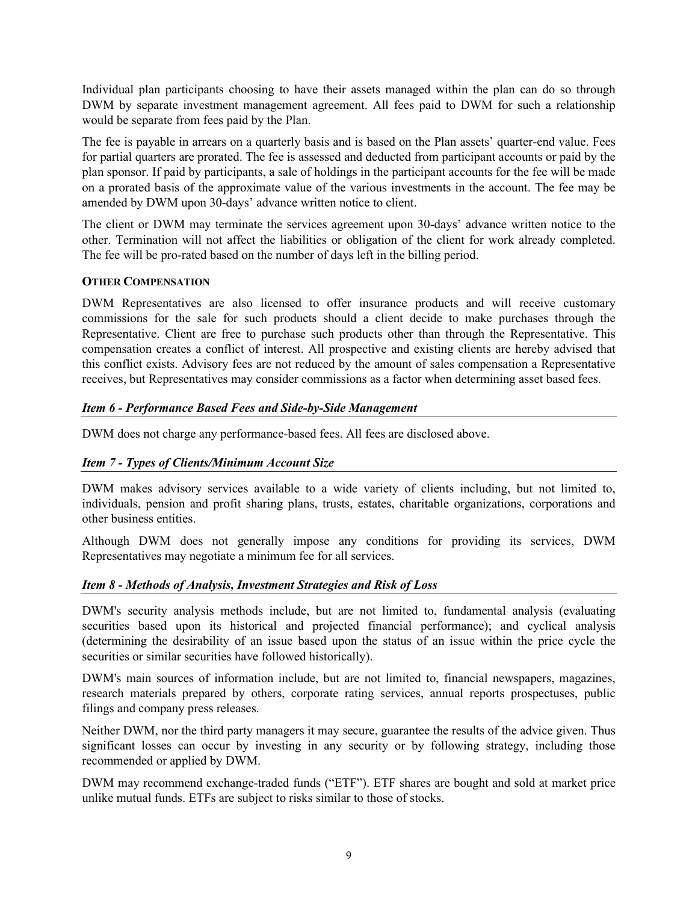Individual plan participants choosing to have their assets managed within the plan can do so through DWM by separate investment management agreement. All fees paid to DWM for such a relationship would be separate from fees paid by the Plan.

The fee is payable in arrears on a quarterly basis and is based on the Plan assets' quarter-end value. Fees for partial quarters are prorated. The fee is assessed and deducted from participant accounts or paid by the plan sponsor. If paid by participants, a sale of holdings in the participant accounts for the fee will be made on a prorated basis of the approximate value of the various investments in the account. The fee may be amended by DWM upon 30-days' advance written notice to client.

The client or DWM may terminate the services agreement upon 30-days' advance written notice to the other. Termination will not affect the liabilities or obligation of the client for work already completed. The fee will be pro-rated based on the number of days left in the billing period.

**OTHER COMPENSATION**

DWM Representatives are also licensed to offer insurance products and will receive customary commissions for the sale for such products should a client decide to make purchases through the Representative. Client are free to purchase such products other than through the Representative. This compensation creates a conflict of interest. All prospective and existing clients are hereby advised that this conflict exists. Advisory fees are not reduced by the amount of sales compensation a Representative receives, but Representatives may consider commissions as a factor when determining asset based fees.

### *Item 6 - Performance Based Fees and Side-by-Side Management*

DWM does not charge any performance-based fees. All fees are disclosed above.

### *Item 7 - Types of Clients/Minimum Account Size*

DWM makes advisory services available to a wide variety of clients including, but not limited to, individuals, pension and profit sharing plans, trusts, estates, charitable organizations, corporations and other business entities.

Although DWM does not generally impose any conditions for providing its services, DWM Representatives may negotiate a minimum fee for all services.

### *Item 8 - Methods of Analysis, Investment Strategies and Risk of Loss*

DWM's security analysis methods include, but are not limited to, fundamental analysis (evaluating securities based upon its historical and projected financial performance); and cyclical analysis (determining the desirability of an issue based upon the status of an issue within the price cycle the securities or similar securities have followed historically).

DWM's main sources of information include, but are not limited to, financial newspapers, magazines, research materials prepared by others, corporate rating services, annual reports prospectuses, public filings and company press releases.

Neither DWM, nor the third party managers it may secure, guarantee the results of the advice given. Thus significant losses can occur by investing in any security or by following strategy, including those recommended or applied by DWM.

DWM may recommend exchange-traded funds ("ETF"). ETF shares are bought and sold at market price unlike mutual funds. ETFs are subject to risks similar to those of stocks.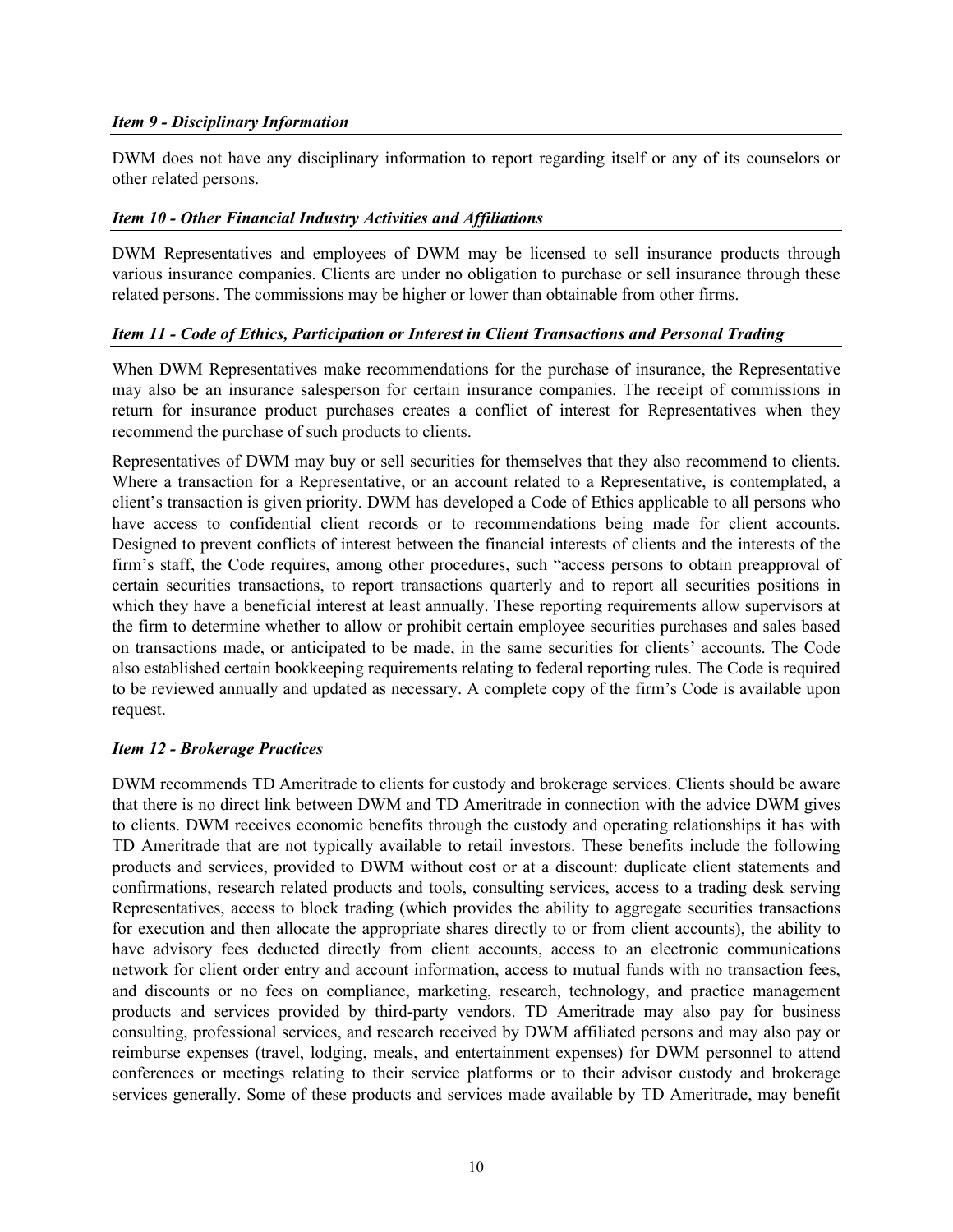### *Item 9 - Disciplinary Information*

DWM does not have any disciplinary information to report regarding itself or any of its counselors or other related persons.

### *Item 10 - Other Financial Industry Activities and Affiliations*

DWM Representatives and employees of DWM may be licensed to sell insurance products through various insurance companies. Clients are under no obligation to purchase or sell insurance through these related persons. The commissions may be higher or lower than obtainable from other firms.

### *Item 11 - Code of Ethics, Participation or Interest in Client Transactions and Personal Trading*

When DWM Representatives make recommendations for the purchase of insurance, the Representative may also be an insurance salesperson for certain insurance companies. The receipt of commissions in return for insurance product purchases creates a conflict of interest for Representatives when they recommend the purchase of such products to clients.

Representatives of DWM may buy or sell securities for themselves that they also recommend to clients. Where a transaction for a Representative, or an account related to a Representative, is contemplated, a client's transaction is given priority. DWM has developed a Code of Ethics applicable to all persons who have access to confidential client records or to recommendations being made for client accounts. Designed to prevent conflicts of interest between the financial interests of clients and the interests of the firm's staff, the Code requires, among other procedures, such "access persons to obtain preapproval of certain securities transactions, to report transactions quarterly and to report all securities positions in which they have a beneficial interest at least annually. These reporting requirements allow supervisors at the firm to determine whether to allow or prohibit certain employee securities purchases and sales based on transactions made, or anticipated to be made, in the same securities for clients' accounts. The Code also established certain bookkeeping requirements relating to federal reporting rules. The Code is required to be reviewed annually and updated as necessary. A complete copy of the firm's Code is available upon request.

### *Item 12 - Brokerage Practices*

DWM recommends TD Ameritrade to clients for custody and brokerage services. Clients should be aware that there is no direct link between DWM and TD Ameritrade in connection with the advice DWM gives to clients. DWM receives economic benefits through the custody and operating relationships it has with TD Ameritrade that are not typically available to retail investors. These benefits include the following products and services, provided to DWM without cost or at a discount: duplicate client statements and confirmations, research related products and tools, consulting services, access to a trading desk serving Representatives, access to block trading (which provides the ability to aggregate securities transactions for execution and then allocate the appropriate shares directly to or from client accounts), the ability to have advisory fees deducted directly from client accounts, access to an electronic communications network for client order entry and account information, access to mutual funds with no transaction fees, and discounts or no fees on compliance, marketing, research, technology, and practice management products and services provided by third-party vendors. TD Ameritrade may also pay for business consulting, professional services, and research received by DWM affiliated persons and may also pay or reimburse expenses (travel, lodging, meals, and entertainment expenses) for DWM personnel to attend conferences or meetings relating to their service platforms or to their advisor custody and brokerage services generally. Some of these products and services made available by TD Ameritrade, may benefit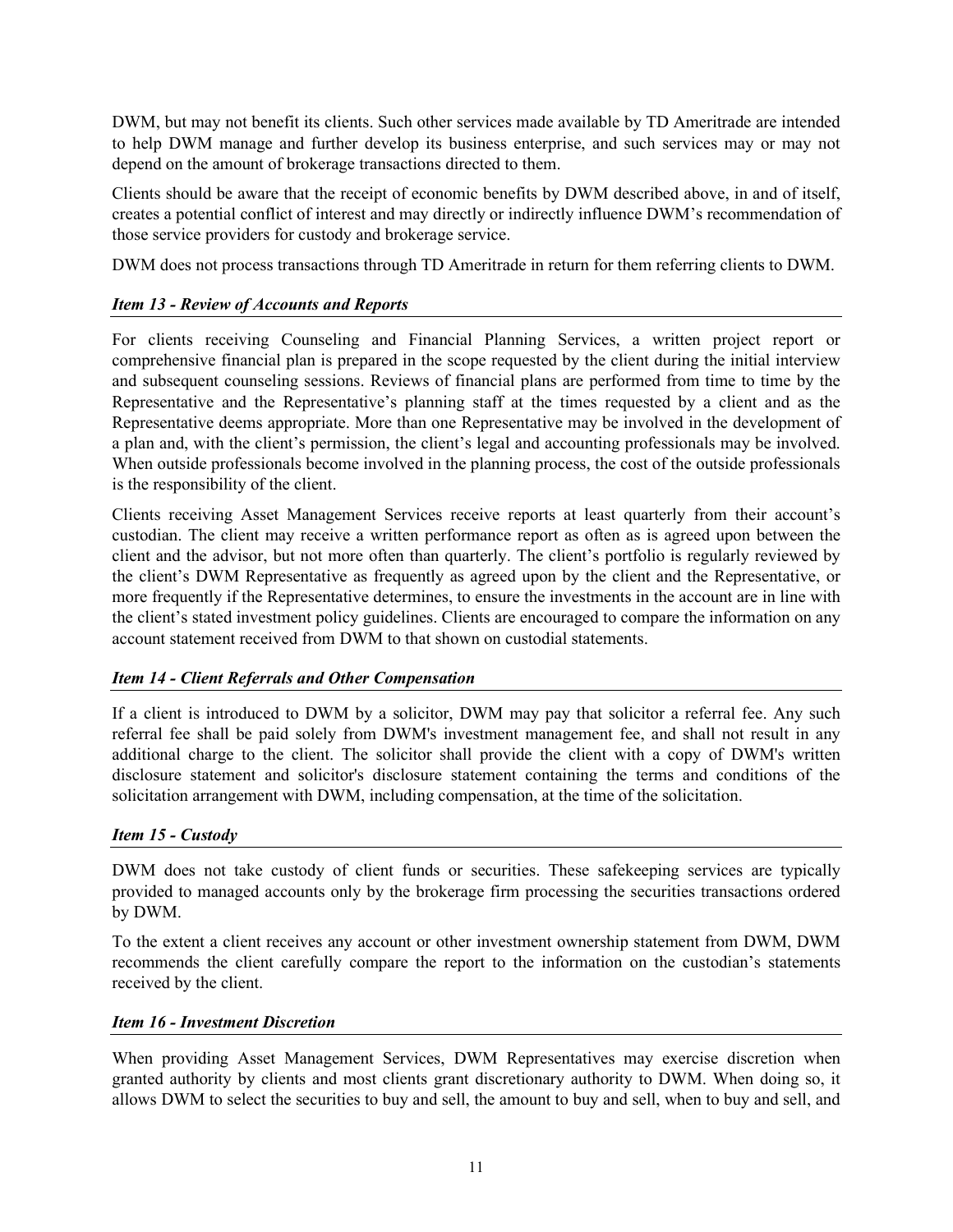DWM, but may not benefit its clients. Such other services made available by TD Ameritrade are intended to help DWM manage and further develop its business enterprise, and such services may or may not depend on the amount of brokerage transactions directed to them.

Clients should be aware that the receipt of economic benefits by DWM described above, in and of itself, creates a potential conflict of interest and may directly or indirectly influence DWM's recommendation of those service providers for custody and brokerage service.

DWM does not process transactions through TD Ameritrade in return for them referring clients to DWM.

### *Item 13 - Review of Accounts and Reports*

For clients receiving Counseling and Financial Planning Services, a written project report or comprehensive financial plan is prepared in the scope requested by the client during the initial interview and subsequent counseling sessions. Reviews of financial plans are performed from time to time by the Representative and the Representative's planning staff at the times requested by a client and as the Representative deems appropriate. More than one Representative may be involved in the development of a plan and, with the client's permission, the client's legal and accounting professionals may be involved. When outside professionals become involved in the planning process, the cost of the outside professionals is the responsibility of the client.

Clients receiving Asset Management Services receive reports at least quarterly from their account's custodian. The client may receive a written performance report as often as is agreed upon between the client and the advisor, but not more often than quarterly. The client's portfolio is regularly reviewed by the client's DWM Representative as frequently as agreed upon by the client and the Representative, or more frequently if the Representative determines, to ensure the investments in the account are in line with the client's stated investment policy guidelines. Clients are encouraged to compare the information on any account statement received from DWM to that shown on custodial statements.

### *Item 14 - Client Referrals and Other Compensation*

If a client is introduced to DWM by a solicitor, DWM may pay that solicitor a referral fee. Any such referral fee shall be paid solely from DWM's investment management fee, and shall not result in any additional charge to the client. The solicitor shall provide the client with a copy of DWM's written disclosure statement and solicitor's disclosure statement containing the terms and conditions of the solicitation arrangement with DWM, including compensation, at the time of the solicitation.

### *Item 15 - Custody*

DWM does not take custody of client funds or securities. These safekeeping services are typically provided to managed accounts only by the brokerage firm processing the securities transactions ordered by DWM.

To the extent a client receives any account or other investment ownership statement from DWM, DWM recommends the client carefully compare the report to the information on the custodian's statements received by the client.

### *Item 16 - Investment Discretion*

When providing Asset Management Services, DWM Representatives may exercise discretion when granted authority by clients and most clients grant discretionary authority to DWM. When doing so, it allows DWM to select the securities to buy and sell, the amount to buy and sell, when to buy and sell, and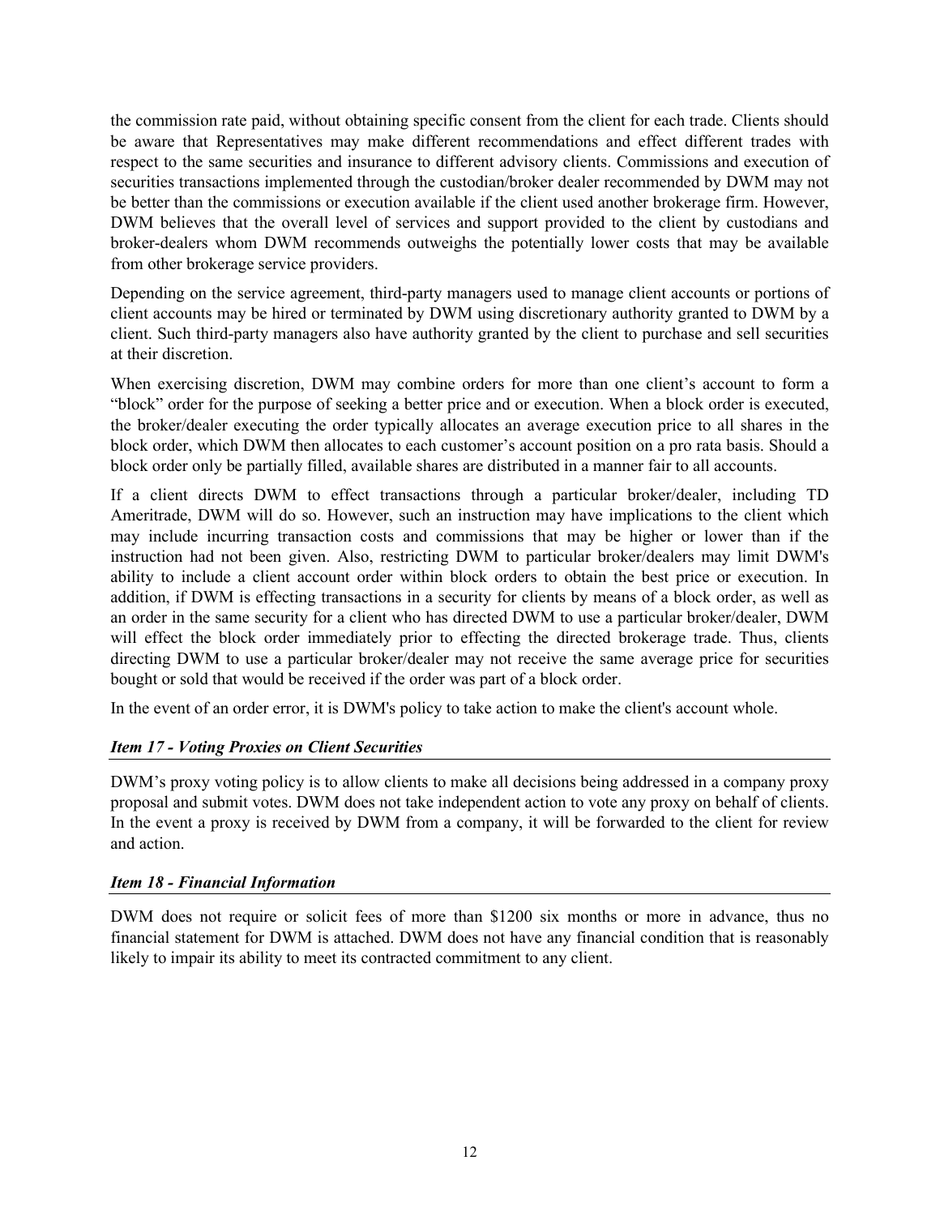the commission rate paid, without obtaining specific consent from the client for each trade. Clients should be aware that Representatives may make different recommendations and effect different trades with respect to the same securities and insurance to different advisory clients. Commissions and execution of securities transactions implemented through the custodian/broker dealer recommended by DWM may not be better than the commissions or execution available if the client used another brokerage firm. However, DWM believes that the overall level of services and support provided to the client by custodians and broker-dealers whom DWM recommends outweighs the potentially lower costs that may be available from other brokerage service providers.

Depending on the service agreement, third-party managers used to manage client accounts or portions of client accounts may be hired or terminated by DWM using discretionary authority granted to DWM by a client. Such third-party managers also have authority granted by the client to purchase and sell securities at their discretion.

When exercising discretion, DWM may combine orders for more than one client's account to form a "block" order for the purpose of seeking a better price and or execution. When a block order is executed, the broker/dealer executing the order typically allocates an average execution price to all shares in the block order, which DWM then allocates to each customer's account position on a pro rata basis. Should a block order only be partially filled, available shares are distributed in a manner fair to all accounts.

If a client directs DWM to effect transactions through a particular broker/dealer, including TD Ameritrade, DWM will do so. However, such an instruction may have implications to the client which may include incurring transaction costs and commissions that may be higher or lower than if the instruction had not been given. Also, restricting DWM to particular broker/dealers may limit DWM's ability to include a client account order within block orders to obtain the best price or execution. In addition, if DWM is effecting transactions in a security for clients by means of a block order, as well as an order in the same security for a client who has directed DWM to use a particular broker/dealer, DWM will effect the block order immediately prior to effecting the directed brokerage trade. Thus, clients directing DWM to use a particular broker/dealer may not receive the same average price for securities bought or sold that would be received if the order was part of a block order.

In the event of an order error, it is DWM's policy to take action to make the client's account whole.

### *Item 17 - Voting Proxies on Client Securities*

DWM's proxy voting policy is to allow clients to make all decisions being addressed in a company proxy proposal and submit votes. DWM does not take independent action to vote any proxy on behalf of clients. In the event a proxy is received by DWM from a company, it will be forwarded to the client for review and action.

### *Item 18 - Financial Information*

DWM does not require or solicit fees of more than $1200 six months or more in advance, thus no financial statement for DWM is attached. DWM does not have any financial condition that is reasonably likely to impair its ability to meet its contracted commitment to any client.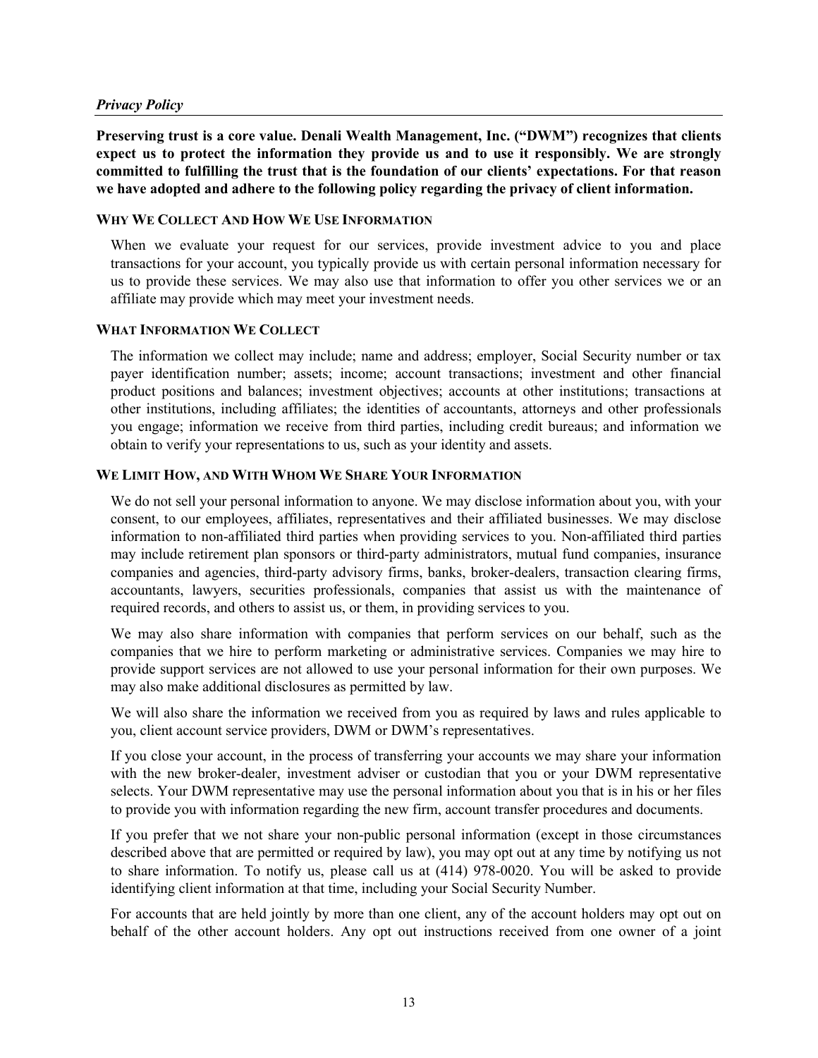*Privacy Policy*

**Preserving trust is a core value. Denali Wealth Management, Inc. ("DWM") recognizes that clients expect us to protect the information they provide us and to use it responsibly. We are strongly committed to fulfilling the trust that is the foundation of our clients' expectations. For that reason we have adopted and adhere to the following policy regarding the privacy of client information.**

#### WHY WE COLLECT AND HOW WE USE INFORMATION

When we evaluate your request for our services, provide investment advice to you and place transactions for your account, you typically provide us with certain personal information necessary for us to provide these services. We may also use that information to offer you other services we or an affiliate may provide which may meet your investment needs.

#### WHAT INFORMATION WE COLLECT

The information we collect may include; name and address; employer, Social Security number or tax payer identification number; assets; income; account transactions; investment and other financial product positions and balances; investment objectives; accounts at other institutions; transactions at other institutions, including affiliates; the identities of accountants, attorneys and other professionals you engage; information we receive from third parties, including credit bureaus; and information we obtain to verify your representations to us, such as your identity and assets.

#### WE LIMIT HOW, AND WITH WHOM WE SHARE YOUR INFORMATION

We do not sell your personal information to anyone. We may disclose information about you, with your consent, to our employees, affiliates, representatives and their affiliated businesses. We may disclose information to non-affiliated third parties when providing services to you. Non-affiliated third parties may include retirement plan sponsors or third-party administrators, mutual fund companies, insurance companies and agencies, third-party advisory firms, banks, broker-dealers, transaction clearing firms, accountants, lawyers, securities professionals, companies that assist us with the maintenance of required records, and others to assist us, or them, in providing services to you.

We may also share information with companies that perform services on our behalf, such as the companies that we hire to perform marketing or administrative services. Companies we may hire to provide support services are not allowed to use your personal information for their own purposes. We may also make additional disclosures as permitted by law.

We will also share the information we received from you as required by laws and rules applicable to you, client account service providers, DWM or DWM's representatives.

If you close your account, in the process of transferring your accounts we may share your information with the new broker-dealer, investment adviser or custodian that you or your DWM representative selects. Your DWM representative may use the personal information about you that is in his or her files to provide you with information regarding the new firm, account transfer procedures and documents.

If you prefer that we not share your non-public personal information (except in those circumstances described above that are permitted or required by law), you may opt out at any time by notifying us not to share information. To notify us, please call us at (414) 978-0020. You will be asked to provide identifying client information at that time, including your Social Security Number.

For accounts that are held jointly by more than one client, any of the account holders may opt out on behalf of the other account holders. Any opt out instructions received from one owner of a joint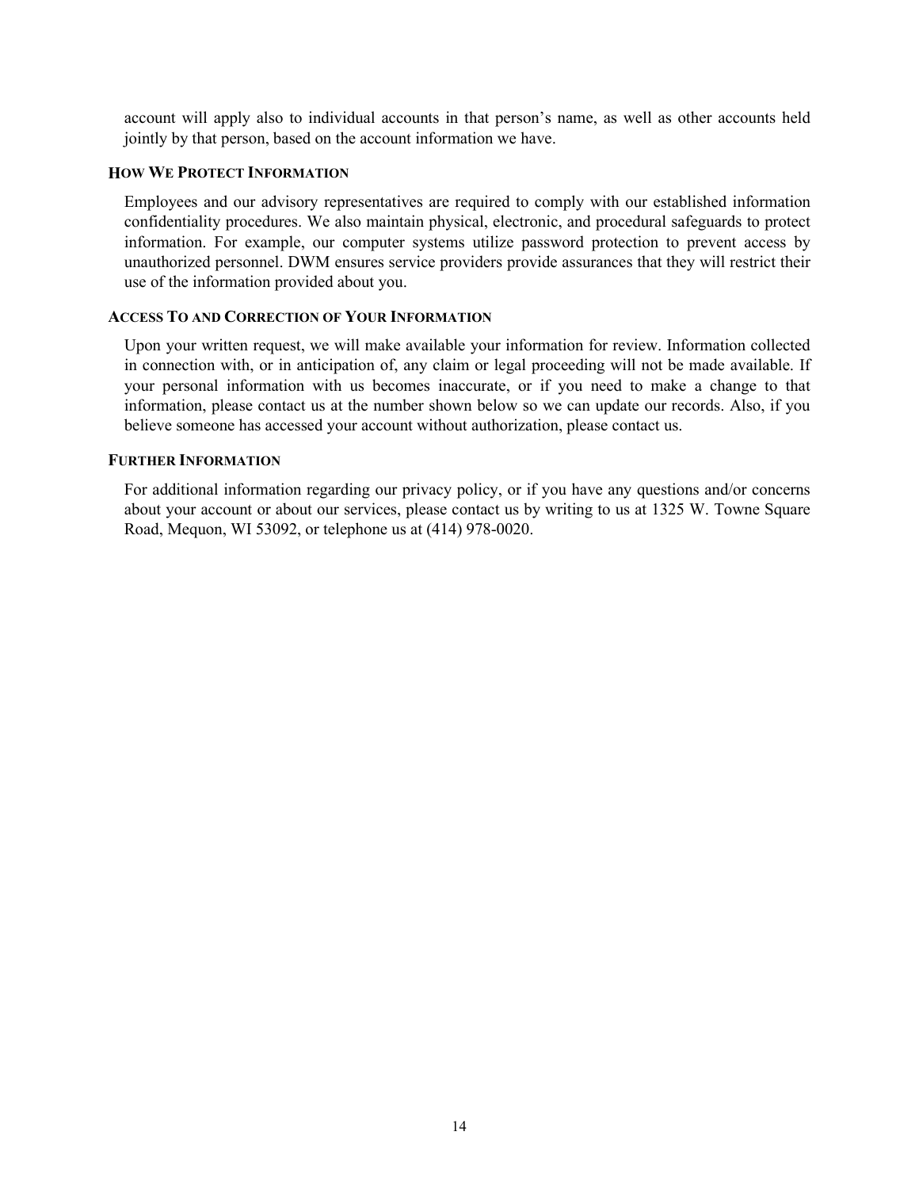account will apply also to individual accounts in that person's name, as well as other accounts held jointly by that person, based on the account information we have.

### HOW WE PROTECT INFORMATION

Employees and our advisory representatives are required to comply with our established information confidentiality procedures. We also maintain physical, electronic, and procedural safeguards to protect information. For example, our computer systems utilize password protection to prevent access by unauthorized personnel. DWM ensures service providers provide assurances that they will restrict their use of the information provided about you.

### ACCESS TO AND CORRECTION OF YOUR INFORMATION

Upon your written request, we will make available your information for review. Information collected in connection with, or in anticipation of, any claim or legal proceeding will not be made available. If your personal information with us becomes inaccurate, or if you need to make a change to that information, please contact us at the number shown below so we can update our records. Also, if you believe someone has accessed your account without authorization, please contact us.

### FURTHER INFORMATION

For additional information regarding our privacy policy, or if you have any questions and/or concerns about your account or about our services, please contact us by writing to us at 1325 W. Towne Square Road, Mequon, WI 53092, or telephone us at (414) 978-0020.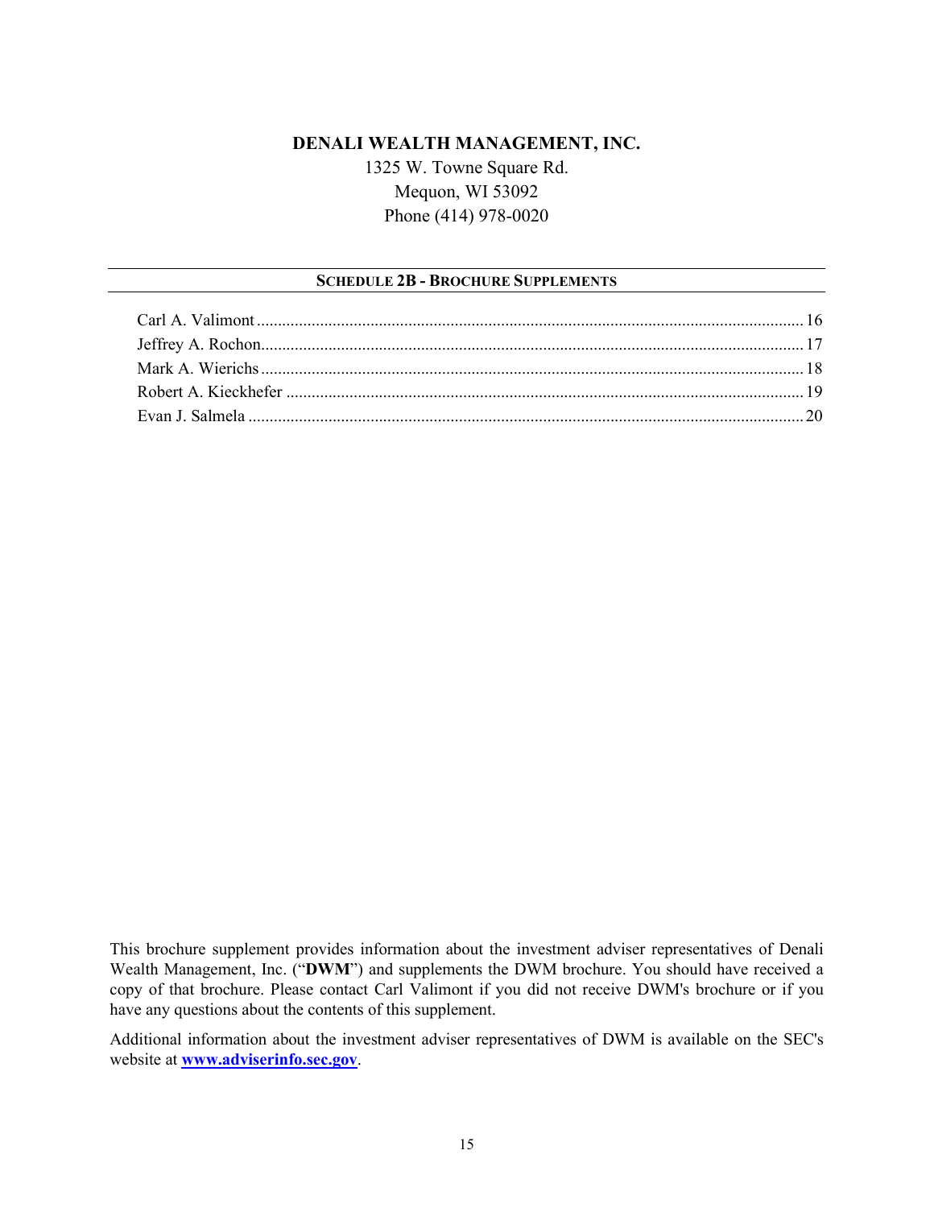**DENALI WEALTH MANAGEMENT, INC.**

1325 W. Towne Square Rd.
Mequon, WI 53092
Phone (414) 978-0020

## SCHEDULE 2B - BROCHURE SUPPLEMENTS

Carl A. Valimont ........................................ 16
Jeffrey A. Rochon ........................................ 17
Mark A. Wierichs ........................................ 18
Robert A. Kieckhefer ........................................ 19
Evan J. Salmela ........................................ 20

This brochure supplement provides information about the investment adviser representatives of Denali Wealth Management, Inc. ("**DWM**") and supplements the DWM brochure. You should have received a copy of that brochure. Please contact Carl Valimont if you did not receive DWM's brochure or if you have any questions about the contents of this supplement.

Additional information about the investment adviser representatives of DWM is available on the SEC's website at **www.adviserinfo.sec.gov**.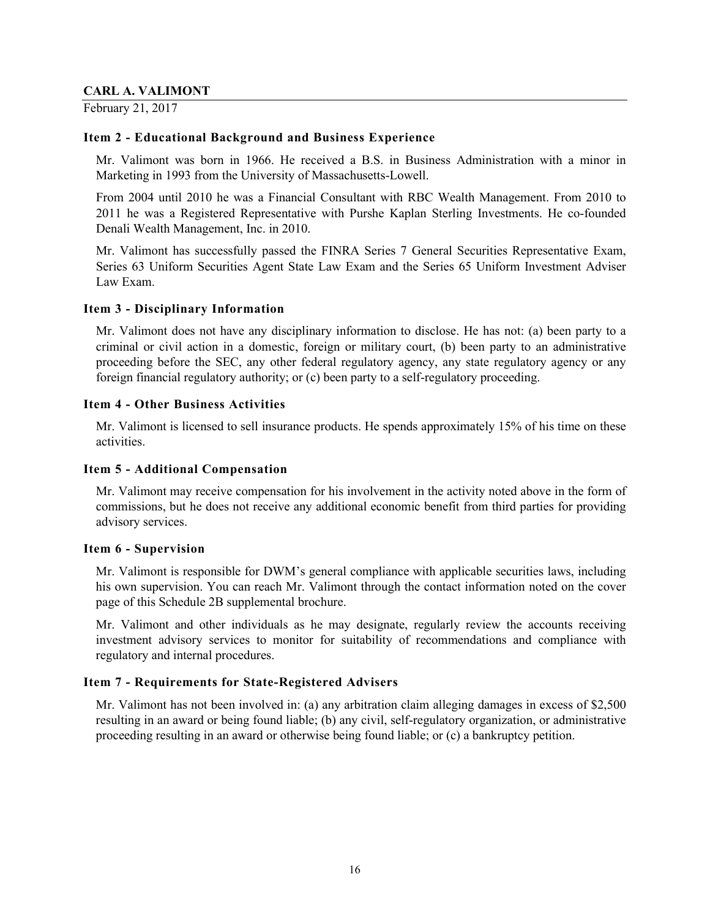## CARL A. VALIMONT

February 21, 2017

### Item 2 - Educational Background and Business Experience

Mr. Valimont was born in 1966. He received a B.S. in Business Administration with a minor in Marketing in 1993 from the University of Massachusetts-Lowell.

From 2004 until 2010 he was a Financial Consultant with RBC Wealth Management. From 2010 to 2011 he was a Registered Representative with Purshe Kaplan Sterling Investments. He co-founded Denali Wealth Management, Inc. in 2010.

Mr. Valimont has successfully passed the FINRA Series 7 General Securities Representative Exam, Series 63 Uniform Securities Agent State Law Exam and the Series 65 Uniform Investment Adviser Law Exam.

### Item 3 - Disciplinary Information

Mr. Valimont does not have any disciplinary information to disclose. He has not: (a) been party to a criminal or civil action in a domestic, foreign or military court, (b) been party to an administrative proceeding before the SEC, any other federal regulatory agency, any state regulatory agency or any foreign financial regulatory authority; or (c) been party to a self-regulatory proceeding.

### Item 4 - Other Business Activities

Mr. Valimont is licensed to sell insurance products. He spends approximately 15% of his time on these activities.

### Item 5 - Additional Compensation

Mr. Valimont may receive compensation for his involvement in the activity noted above in the form of commissions, but he does not receive any additional economic benefit from third parties for providing advisory services.

### Item 6 - Supervision

Mr. Valimont is responsible for DWM's general compliance with applicable securities laws, including his own supervision. You can reach Mr. Valimont through the contact information noted on the cover page of this Schedule 2B supplemental brochure.

Mr. Valimont and other individuals as he may designate, regularly review the accounts receiving investment advisory services to monitor for suitability of recommendations and compliance with regulatory and internal procedures.

### Item 7 - Requirements for State-Registered Advisers

Mr. Valimont has not been involved in: (a) any arbitration claim alleging damages in excess of $2,500 resulting in an award or being found liable; (b) any civil, self-regulatory organization, or administrative proceeding resulting in an award or otherwise being found liable; or (c) a bankruptcy petition.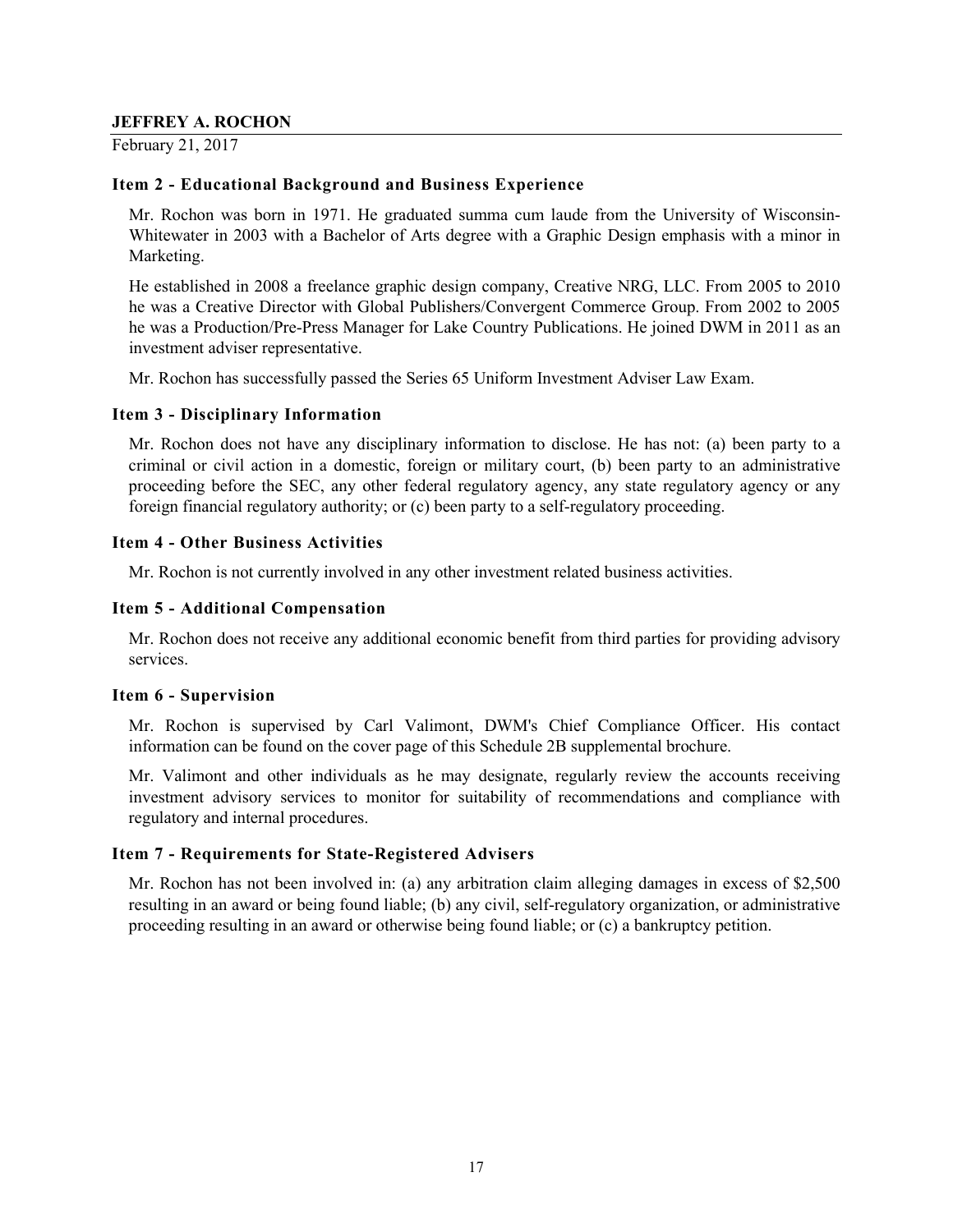## JEFFREY A. ROCHON

February 21, 2017

### Item 2 - Educational Background and Business Experience

Mr. Rochon was born in 1971. He graduated summa cum laude from the University of Wisconsin-Whitewater in 2003 with a Bachelor of Arts degree with a Graphic Design emphasis with a minor in Marketing.

He established in 2008 a freelance graphic design company, Creative NRG, LLC. From 2005 to 2010 he was a Creative Director with Global Publishers/Convergent Commerce Group. From 2002 to 2005 he was a Production/Pre-Press Manager for Lake Country Publications. He joined DWM in 2011 as an investment adviser representative.

Mr. Rochon has successfully passed the Series 65 Uniform Investment Adviser Law Exam.

### Item 3 - Disciplinary Information

Mr. Rochon does not have any disciplinary information to disclose. He has not: (a) been party to a criminal or civil action in a domestic, foreign or military court, (b) been party to an administrative proceeding before the SEC, any other federal regulatory agency, any state regulatory agency or any foreign financial regulatory authority; or (c) been party to a self-regulatory proceeding.

### Item 4 - Other Business Activities

Mr. Rochon is not currently involved in any other investment related business activities.

### Item 5 - Additional Compensation

Mr. Rochon does not receive any additional economic benefit from third parties for providing advisory services.

### Item 6 - Supervision

Mr. Rochon is supervised by Carl Valimont, DWM's Chief Compliance Officer. His contact information can be found on the cover page of this Schedule 2B supplemental brochure.

Mr. Valimont and other individuals as he may designate, regularly review the accounts receiving investment advisory services to monitor for suitability of recommendations and compliance with regulatory and internal procedures.

### Item 7 - Requirements for State-Registered Advisers

Mr. Rochon has not been involved in: (a) any arbitration claim alleging damages in excess of $2,500 resulting in an award or being found liable; (b) any civil, self-regulatory organization, or administrative proceeding resulting in an award or otherwise being found liable; or (c) a bankruptcy petition.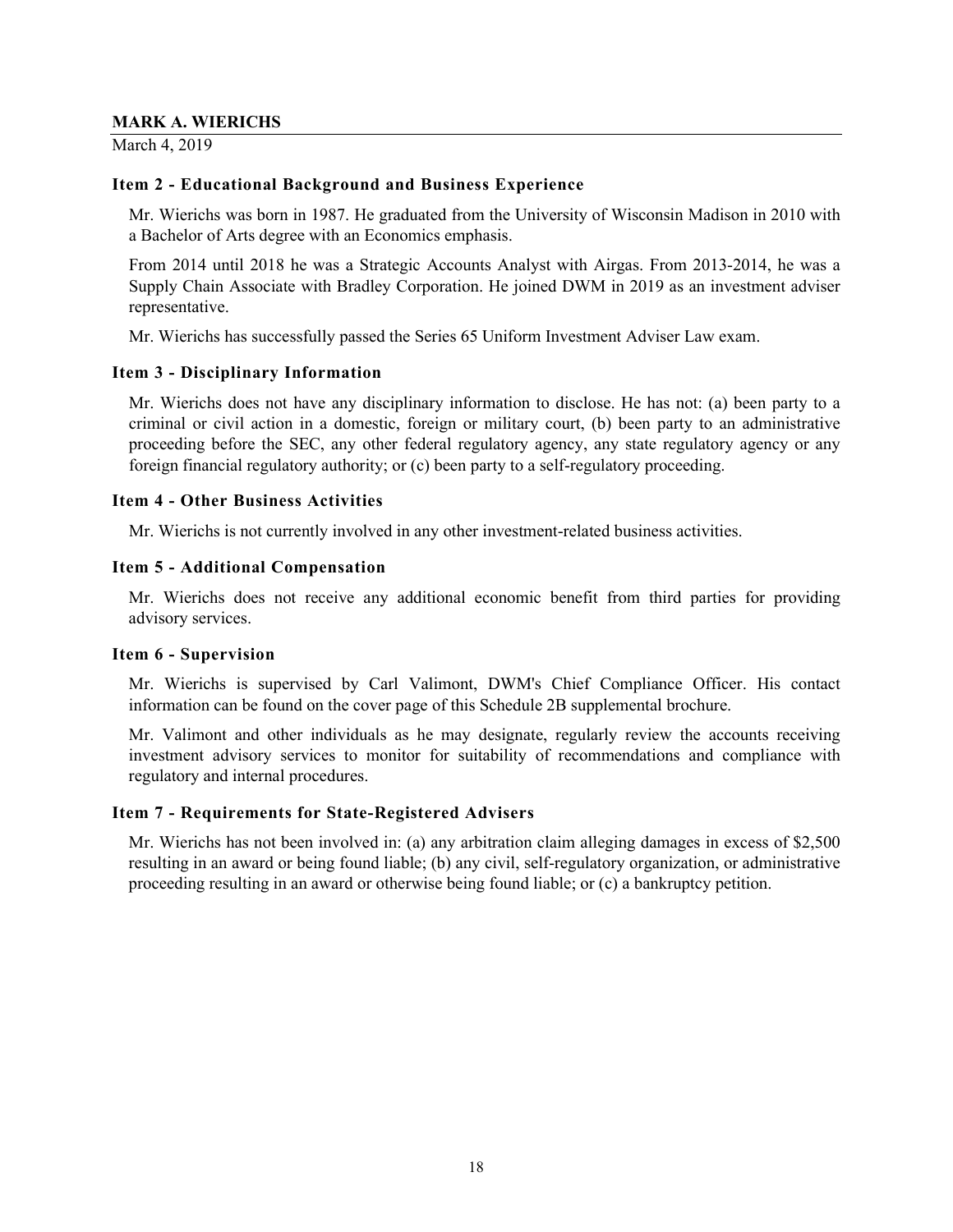## MARK A. WIERICHS

March 4, 2019

### Item 2 - Educational Background and Business Experience

Mr. Wierichs was born in 1987. He graduated from the University of Wisconsin Madison in 2010 with a Bachelor of Arts degree with an Economics emphasis.

From 2014 until 2018 he was a Strategic Accounts Analyst with Airgas. From 2013-2014, he was a Supply Chain Associate with Bradley Corporation. He joined DWM in 2019 as an investment adviser representative.

Mr. Wierichs has successfully passed the Series 65 Uniform Investment Adviser Law exam.

### Item 3 - Disciplinary Information

Mr. Wierichs does not have any disciplinary information to disclose. He has not: (a) been party to a criminal or civil action in a domestic, foreign or military court, (b) been party to an administrative proceeding before the SEC, any other federal regulatory agency, any state regulatory agency or any foreign financial regulatory authority; or (c) been party to a self-regulatory proceeding.

### Item 4 - Other Business Activities

Mr. Wierichs is not currently involved in any other investment-related business activities.

### Item 5 - Additional Compensation

Mr. Wierichs does not receive any additional economic benefit from third parties for providing advisory services.

### Item 6 - Supervision

Mr. Wierichs is supervised by Carl Valimont, DWM's Chief Compliance Officer. His contact information can be found on the cover page of this Schedule 2B supplemental brochure.

Mr. Valimont and other individuals as he may designate, regularly review the accounts receiving investment advisory services to monitor for suitability of recommendations and compliance with regulatory and internal procedures.

### Item 7 - Requirements for State-Registered Advisers

Mr. Wierichs has not been involved in: (a) any arbitration claim alleging damages in excess of $2,500 resulting in an award or being found liable; (b) any civil, self-regulatory organization, or administrative proceeding resulting in an award or otherwise being found liable; or (c) a bankruptcy petition.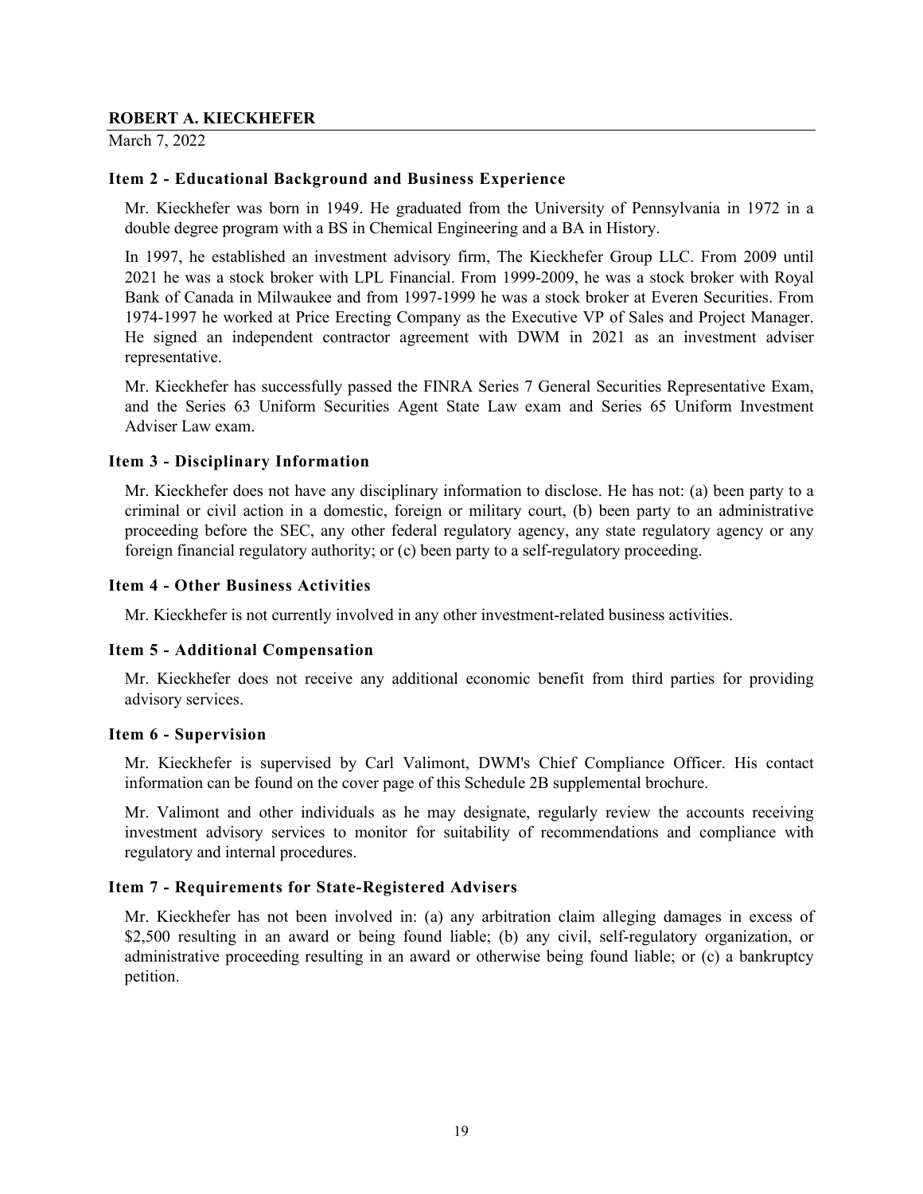## ROBERT A. KIECKHEFER

March 7, 2022

### Item 2 - Educational Background and Business Experience

Mr. Kieckhefer was born in 1949. He graduated from the University of Pennsylvania in 1972 in a double degree program with a BS in Chemical Engineering and a BA in History.

In 1997, he established an investment advisory firm, The Kieckhefer Group LLC. From 2009 until 2021 he was a stock broker with LPL Financial. From 1999-2009, he was a stock broker with Royal Bank of Canada in Milwaukee and from 1997-1999 he was a stock broker at Everen Securities. From 1974-1997 he worked at Price Erecting Company as the Executive VP of Sales and Project Manager. He signed an independent contractor agreement with DWM in 2021 as an investment adviser representative.

Mr. Kieckhefer has successfully passed the FINRA Series 7 General Securities Representative Exam, and the Series 63 Uniform Securities Agent State Law exam and Series 65 Uniform Investment Adviser Law exam.

### Item 3 - Disciplinary Information

Mr. Kieckhefer does not have any disciplinary information to disclose. He has not: (a) been party to a criminal or civil action in a domestic, foreign or military court, (b) been party to an administrative proceeding before the SEC, any other federal regulatory agency, any state regulatory agency or any foreign financial regulatory authority; or (c) been party to a self-regulatory proceeding.

### Item 4 - Other Business Activities

Mr. Kieckhefer is not currently involved in any other investment-related business activities.

### Item 5 - Additional Compensation

Mr. Kieckhefer does not receive any additional economic benefit from third parties for providing advisory services.

### Item 6 - Supervision

Mr. Kieckhefer is supervised by Carl Valimont, DWM's Chief Compliance Officer. His contact information can be found on the cover page of this Schedule 2B supplemental brochure.

Mr. Valimont and other individuals as he may designate, regularly review the accounts receiving investment advisory services to monitor for suitability of recommendations and compliance with regulatory and internal procedures.

### Item 7 - Requirements for State-Registered Advisers

Mr. Kieckhefer has not been involved in: (a) any arbitration claim alleging damages in excess of $2,500 resulting in an award or being found liable; (b) any civil, self-regulatory organization, or administrative proceeding resulting in an award or otherwise being found liable; or (c) a bankruptcy petition.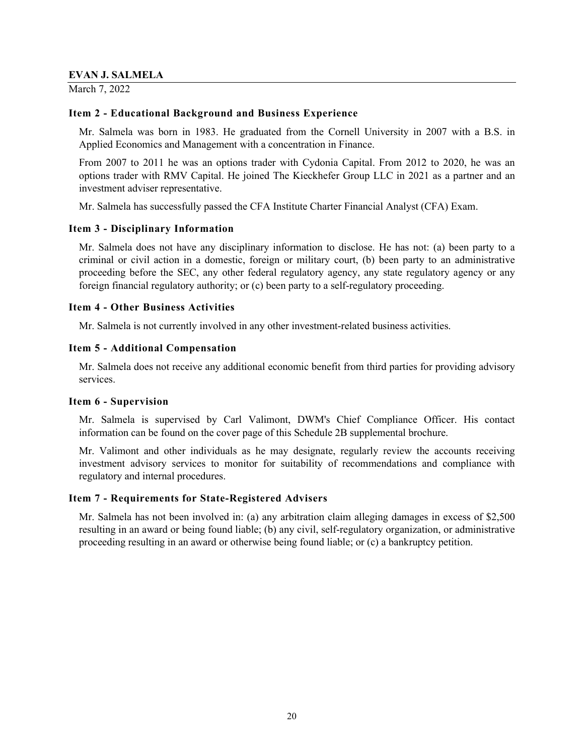## EVAN J. SALMELA

March 7, 2022

### Item 2 - Educational Background and Business Experience

Mr. Salmela was born in 1983. He graduated from the Cornell University in 2007 with a B.S. in Applied Economics and Management with a concentration in Finance.

From 2007 to 2011 he was an options trader with Cydonia Capital. From 2012 to 2020, he was an options trader with RMV Capital. He joined The Kieckhefer Group LLC in 2021 as a partner and an investment adviser representative.

Mr. Salmela has successfully passed the CFA Institute Charter Financial Analyst (CFA) Exam.

### Item 3 - Disciplinary Information

Mr. Salmela does not have any disciplinary information to disclose. He has not: (a) been party to a criminal or civil action in a domestic, foreign or military court, (b) been party to an administrative proceeding before the SEC, any other federal regulatory agency, any state regulatory agency or any foreign financial regulatory authority; or (c) been party to a self-regulatory proceeding.

### Item 4 - Other Business Activities

Mr. Salmela is not currently involved in any other investment-related business activities.

### Item 5 - Additional Compensation

Mr. Salmela does not receive any additional economic benefit from third parties for providing advisory services.

### Item 6 - Supervision

Mr. Salmela is supervised by Carl Valimont, DWM's Chief Compliance Officer. His contact information can be found on the cover page of this Schedule 2B supplemental brochure.

Mr. Valimont and other individuals as he may designate, regularly review the accounts receiving investment advisory services to monitor for suitability of recommendations and compliance with regulatory and internal procedures.

### Item 7 - Requirements for State-Registered Advisers

Mr. Salmela has not been involved in: (a) any arbitration claim alleging damages in excess of $2,500 resulting in an award or being found liable; (b) any civil, self-regulatory organization, or administrative proceeding resulting in an award or otherwise being found liable; or (c) a bankruptcy petition.